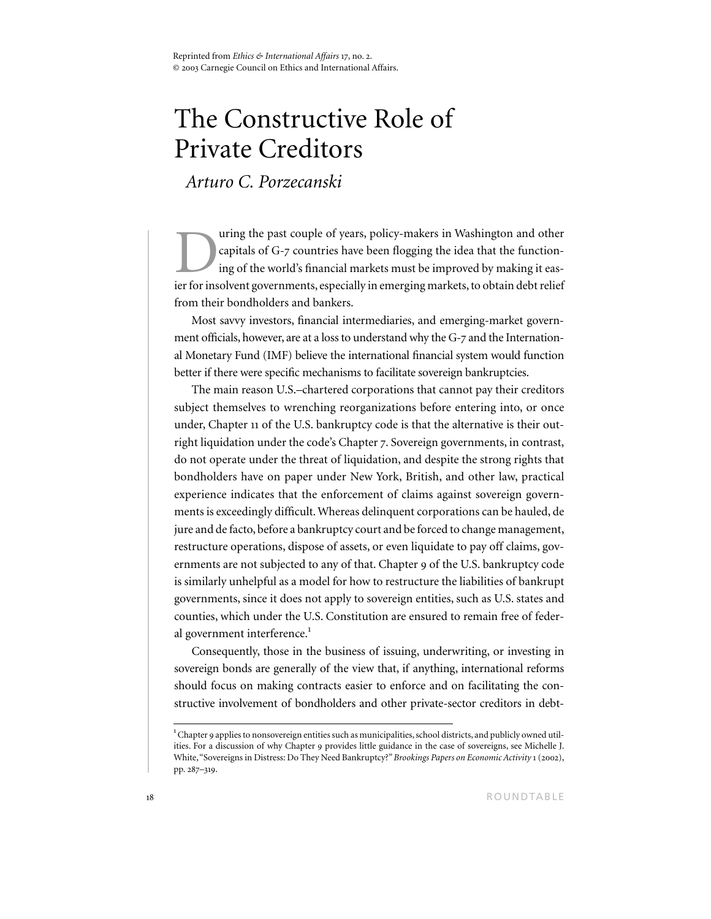Reprinted from *Ethics & International Affairs* 17, no. 2.
© 2003 Carnegie Council on Ethics and International Affairs.

# The Constructive Role of Private Creditors

*Arturo C. Porzecanski*

During the past couple of years, policy-makers in Washington and other capitals of G-7 countries have been flogging the idea that the functioning of the world's financial markets must be improved by making it easier for insolvent governments, especially in emerging markets, to obtain debt relief from their bondholders and bankers.

Most savvy investors, financial intermediaries, and emerging-market government officials, however, are at a loss to understand why the G-7 and the International Monetary Fund (IMF) believe the international financial system would function better if there were specific mechanisms to facilitate sovereign bankruptcies.

The main reason U.S.–chartered corporations that cannot pay their creditors subject themselves to wrenching reorganizations before entering into, or once under, Chapter 11 of the U.S. bankruptcy code is that the alternative is their outright liquidation under the code's Chapter 7. Sovereign governments, in contrast, do not operate under the threat of liquidation, and despite the strong rights that bondholders have on paper under New York, British, and other law, practical experience indicates that the enforcement of claims against sovereign governments is exceedingly difficult. Whereas delinquent corporations can be hauled, de jure and de facto, before a bankruptcy court and be forced to change management, restructure operations, dispose of assets, or even liquidate to pay off claims, governments are not subjected to any of that. Chapter 9 of the U.S. bankruptcy code is similarly unhelpful as a model for how to restructure the liabilities of bankrupt governments, since it does not apply to sovereign entities, such as U.S. states and counties, which under the U.S. Constitution are ensured to remain free of federal government interference.[1]

Consequently, those in the business of issuing, underwriting, or investing in sovereign bonds are generally of the view that, if anything, international reforms should focus on making contracts easier to enforce and on facilitating the constructive involvement of bondholders and other private-sector creditors in debt-

[1] Chapter 9 applies to nonsovereign entities such as municipalities, school districts, and publicly owned utilities. For a discussion of why Chapter 9 provides little guidance in the case of sovereigns, see Michelle J. White, "Sovereigns in Distress: Do They Need Bankruptcy?" *Brookings Papers on Economic Activity* 1 (2002), pp. 287–319.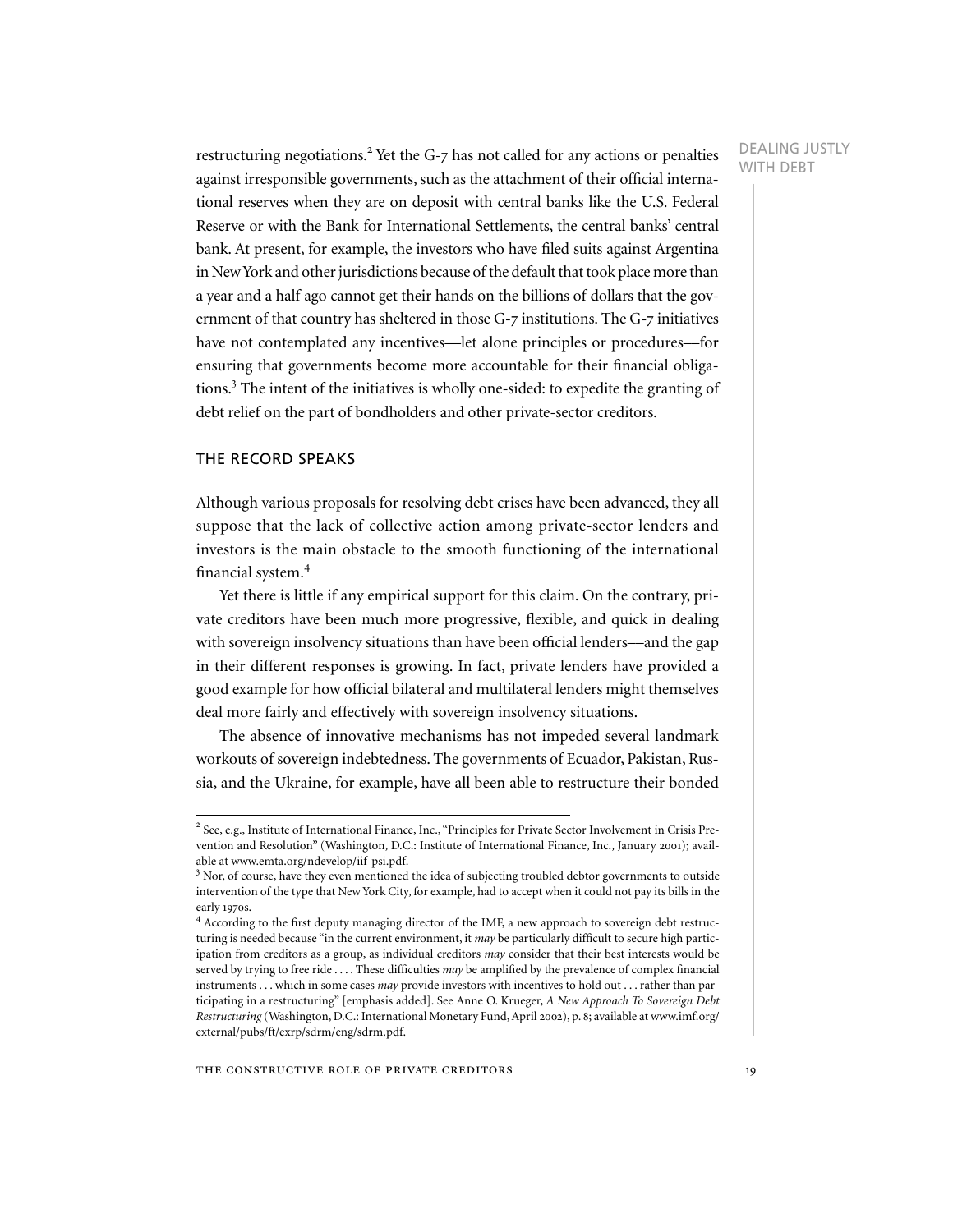restructuring negotiations.[2] Yet the G-7 has not called for any actions or penalties against irresponsible governments, such as the attachment of their official international reserves when they are on deposit with central banks like the U.S. Federal Reserve or with the Bank for International Settlements, the central banks' central bank. At present, for example, the investors who have filed suits against Argentina in New York and other jurisdictions because of the default that took place more than a year and a half ago cannot get their hands on the billions of dollars that the government of that country has sheltered in those G-7 institutions. The G-7 initiatives have not contemplated any incentives—let alone principles or procedures—for ensuring that governments become more accountable for their financial obligations.[3] The intent of the initiatives is wholly one-sided: to expedite the granting of debt relief on the part of bondholders and other private-sector creditors.

## THE RECORD SPEAKS

Although various proposals for resolving debt crises have been advanced, they all suppose that the lack of collective action among private-sector lenders and investors is the main obstacle to the smooth functioning of the international financial system.[4]

Yet there is little if any empirical support for this claim. On the contrary, private creditors have been much more progressive, flexible, and quick in dealing with sovereign insolvency situations than have been official lenders—and the gap in their different responses is growing. In fact, private lenders have provided a good example for how official bilateral and multilateral lenders might themselves deal more fairly and effectively with sovereign insolvency situations.

The absence of innovative mechanisms has not impeded several landmark workouts of sovereign indebtedness. The governments of Ecuador, Pakistan, Russia, and the Ukraine, for example, have all been able to restructure their bonded

---

[2] See, e.g., Institute of International Finance, Inc., "Principles for Private Sector Involvement in Crisis Prevention and Resolution" (Washington, D.C.: Institute of International Finance, Inc., January 2001); available at www.emta.org/ndevelop/iif-psi.pdf.

[3] Nor, of course, have they even mentioned the idea of subjecting troubled debtor governments to outside intervention of the type that New York City, for example, had to accept when it could not pay its bills in the early 1970s.

[4] According to the first deputy managing director of the IMF, a new approach to sovereign debt restructuring is needed because "in the current environment, it *may* be particularly difficult to secure high participation from creditors as a group, as individual creditors *may* consider that their best interests would be served by trying to free ride . . . . These difficulties *may* be amplified by the prevalence of complex financial instruments . . . which in some cases *may* provide investors with incentives to hold out . . . rather than participating in a restructuring" [emphasis added]. See Anne O. Krueger, *A New Approach To Sovereign Debt Restructuring* (Washington, D.C.: International Monetary Fund, April 2002), p. 8; available at www.imf.org/external/pubs/ft/exrp/sdrm/eng/sdrm.pdf.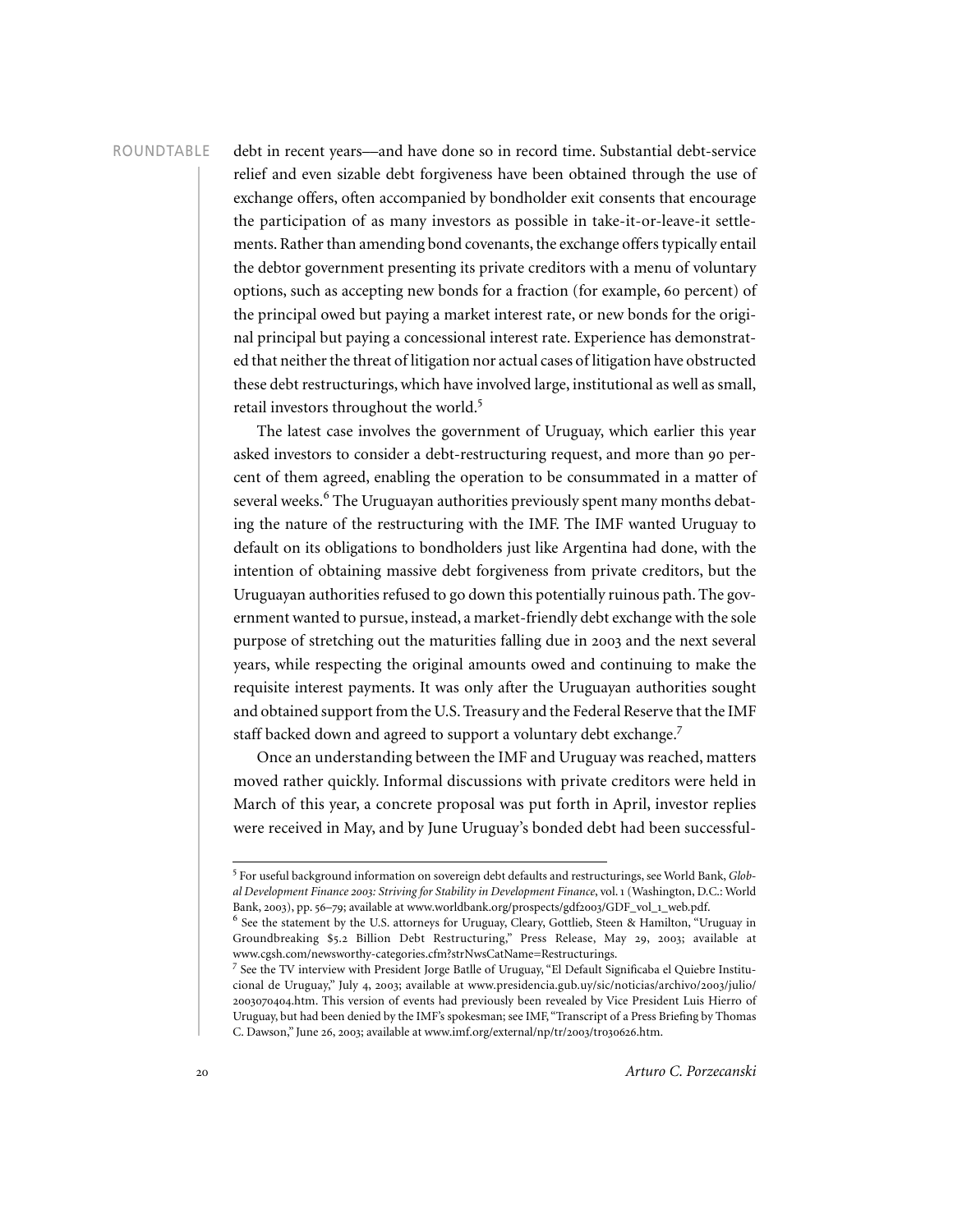debt in recent years—and have done so in record time. Substantial debt-service relief and even sizable debt forgiveness have been obtained through the use of exchange offers, often accompanied by bondholder exit consents that encourage the participation of as many investors as possible in take-it-or-leave-it settlements. Rather than amending bond covenants, the exchange offers typically entail the debtor government presenting its private creditors with a menu of voluntary options, such as accepting new bonds for a fraction (for example, 60 percent) of the principal owed but paying a market interest rate, or new bonds for the original principal but paying a concessional interest rate. Experience has demonstrated that neither the threat of litigation nor actual cases of litigation have obstructed these debt restructurings, which have involved large, institutional as well as small, retail investors throughout the world.[5]

The latest case involves the government of Uruguay, which earlier this year asked investors to consider a debt-restructuring request, and more than 90 percent of them agreed, enabling the operation to be consummated in a matter of several weeks.[6] The Uruguayan authorities previously spent many months debating the nature of the restructuring with the IMF. The IMF wanted Uruguay to default on its obligations to bondholders just like Argentina had done, with the intention of obtaining massive debt forgiveness from private creditors, but the Uruguayan authorities refused to go down this potentially ruinous path. The government wanted to pursue, instead, a market-friendly debt exchange with the sole purpose of stretching out the maturities falling due in 2003 and the next several years, while respecting the original amounts owed and continuing to make the requisite interest payments. It was only after the Uruguayan authorities sought and obtained support from the U.S. Treasury and the Federal Reserve that the IMF staff backed down and agreed to support a voluntary debt exchange.[7]

Once an understanding between the IMF and Uruguay was reached, matters moved rather quickly. Informal discussions with private creditors were held in March of this year, a concrete proposal was put forth in April, investor replies were received in May, and by June Uruguay's bonded debt had been successful-

---

[5] For useful background information on sovereign debt defaults and restructurings, see World Bank, *Global Development Finance 2003: Striving for Stability in Development Finance*, vol. 1 (Washington, D.C.: World Bank, 2003), pp. 56–79; available at www.worldbank.org/prospects/gdf2003/GDF_vol_1_web.pdf.

[6] See the statement by the U.S. attorneys for Uruguay, Cleary, Gottlieb, Steen & Hamilton, "Uruguay in Groundbreaking $5.2 Billion Debt Restructuring," Press Release, May 29, 2003; available at www.cgsh.com/newsworthy-categories.cfm?strNwsCatName=Restructurings.

[7] See the TV interview with President Jorge Batlle of Uruguay, "El Default Significaba el Quiebre Institucional de Uruguay," July 4, 2003; available at www.presidencia.gub.uy/sic/noticias/archivo/2003/julio/2003070404.htm. This version of events had previously been revealed by Vice President Luis Hierro of Uruguay, but had been denied by the IMF's spokesman; see IMF, "Transcript of a Press Briefing by Thomas C. Dawson," June 26, 2003; available at www.imf.org/external/np/tr/2003/tr030626.htm.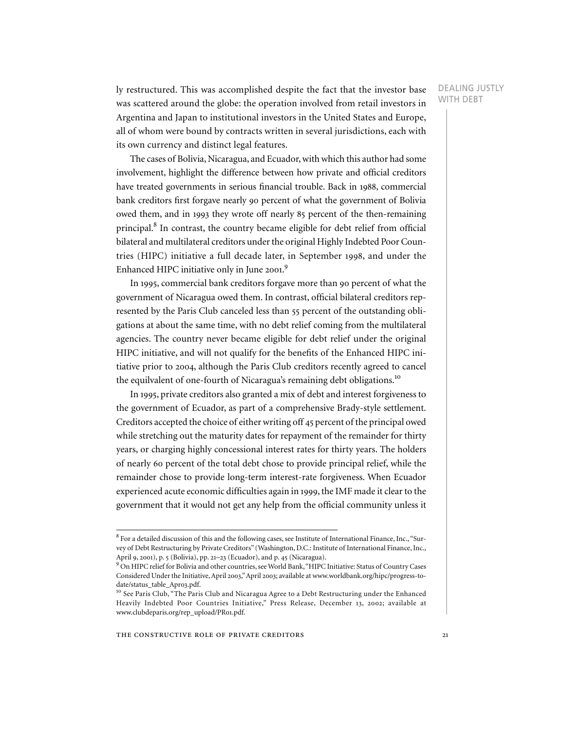ly restructured. This was accomplished despite the fact that the investor base was scattered around the globe: the operation involved from retail investors in Argentina and Japan to institutional investors in the United States and Europe, all of whom were bound by contracts written in several jurisdictions, each with its own currency and distinct legal features.

The cases of Bolivia, Nicaragua, and Ecuador, with which this author had some involvement, highlight the difference between how private and official creditors have treated governments in serious financial trouble. Back in 1988, commercial bank creditors first forgave nearly 90 percent of what the government of Bolivia owed them, and in 1993 they wrote off nearly 85 percent of the then-remaining principal.[8] In contrast, the country became eligible for debt relief from official bilateral and multilateral creditors under the original Highly Indebted Poor Countries (HIPC) initiative a full decade later, in September 1998, and under the Enhanced HIPC initiative only in June 2001.[9]

In 1995, commercial bank creditors forgave more than 90 percent of what the government of Nicaragua owed them. In contrast, official bilateral creditors represented by the Paris Club canceled less than 55 percent of the outstanding obligations at about the same time, with no debt relief coming from the multilateral agencies. The country never became eligible for debt relief under the original HIPC initiative, and will not qualify for the benefits of the Enhanced HIPC initiative prior to 2004, although the Paris Club creditors recently agreed to cancel the equivalent of one-fourth of Nicaragua's remaining debt obligations.[10]

In 1995, private creditors also granted a mix of debt and interest forgiveness to the government of Ecuador, as part of a comprehensive Brady-style settlement. Creditors accepted the choice of either writing off 45 percent of the principal owed while stretching out the maturity dates for repayment of the remainder for thirty years, or charging highly concessional interest rates for thirty years. The holders of nearly 60 percent of the total debt chose to provide principal relief, while the remainder chose to provide long-term interest-rate forgiveness. When Ecuador experienced acute economic difficulties again in 1999, the IMF made it clear to the government that it would not get any help from the official community unless it

---

[8] For a detailed discussion of this and the following cases, see Institute of International Finance, Inc., "Survey of Debt Restructuring by Private Creditors" (Washington, D.C.: Institute of International Finance, Inc., April 9, 2001), p. 5 (Bolivia), pp. 21–23 (Ecuador), and p. 45 (Nicaragua).

[9] On HIPC relief for Bolivia and other countries, see World Bank, "HIPC Initiative: Status of Country Cases Considered Under the Initiative, April 2003," April 2003; available at www.worldbank.org/hipc/progress-to-date/status_table_Apr03.pdf.

[10] See Paris Club, "The Paris Club and Nicaragua Agree to a Debt Restructuring under the Enhanced Heavily Indebted Poor Countries Initiative," Press Release, December 13, 2002; available at www.clubdeparis.org/rep_upload/PR01.pdf.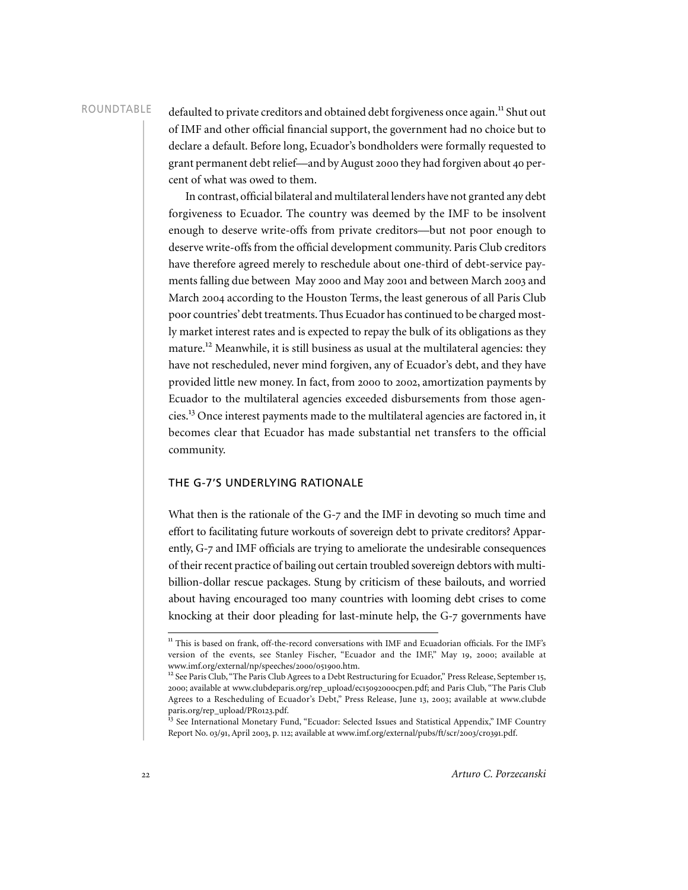defaulted to private creditors and obtained debt forgiveness once again.[11] Shut out of IMF and other official financial support, the government had no choice but to declare a default. Before long, Ecuador's bondholders were formally requested to grant permanent debt relief—and by August 2000 they had forgiven about 40 percent of what was owed to them.

In contrast, official bilateral and multilateral lenders have not granted any debt forgiveness to Ecuador. The country was deemed by the IMF to be insolvent enough to deserve write-offs from private creditors—but not poor enough to deserve write-offs from the official development community. Paris Club creditors have therefore agreed merely to reschedule about one-third of debt-service payments falling due between May 2000 and May 2001 and between March 2003 and March 2004 according to the Houston Terms, the least generous of all Paris Club poor countries' debt treatments. Thus Ecuador has continued to be charged mostly market interest rates and is expected to repay the bulk of its obligations as they mature.[12] Meanwhile, it is still business as usual at the multilateral agencies: they have not rescheduled, never mind forgiven, any of Ecuador's debt, and they have provided little new money. In fact, from 2000 to 2002, amortization payments by Ecuador to the multilateral agencies exceeded disbursements from those agencies.[13] Once interest payments made to the multilateral agencies are factored in, it becomes clear that Ecuador has made substantial net transfers to the official community.

## THE G-7'S UNDERLYING RATIONALE

What then is the rationale of the G-7 and the IMF in devoting so much time and effort to facilitating future workouts of sovereign debt to private creditors? Apparently, G-7 and IMF officials are trying to ameliorate the undesirable consequences of their recent practice of bailing out certain troubled sovereign debtors with multi-billion-dollar rescue packages. Stung by criticism of these bailouts, and worried about having encouraged too many countries with looming debt crises to come knocking at their door pleading for last-minute help, the G-7 governments have

---

[11] This is based on frank, off-the-record conversations with IMF and Ecuadorian officials. For the IMF's version of the events, see Stanley Fischer, "Ecuador and the IMF," May 19, 2000; available at www.imf.org/external/np/speeches/2000/051900.htm.

[12] See Paris Club, "The Paris Club Agrees to a Debt Restructuring for Ecuador," Press Release, September 15, 2000; available at www.clubdeparis.org/rep_upload/ec15092000cpen.pdf; and Paris Club, "The Paris Club Agrees to a Rescheduling of Ecuador's Debt," Press Release, June 13, 2003; available at www.clubdeparis.org/rep_upload/PR0123.pdf.

[13] See International Monetary Fund, "Ecuador: Selected Issues and Statistical Appendix," IMF Country Report No. 03/91, April 2003, p. 112; available at www.imf.org/external/pubs/ft/scr/2003/cr0391.pdf.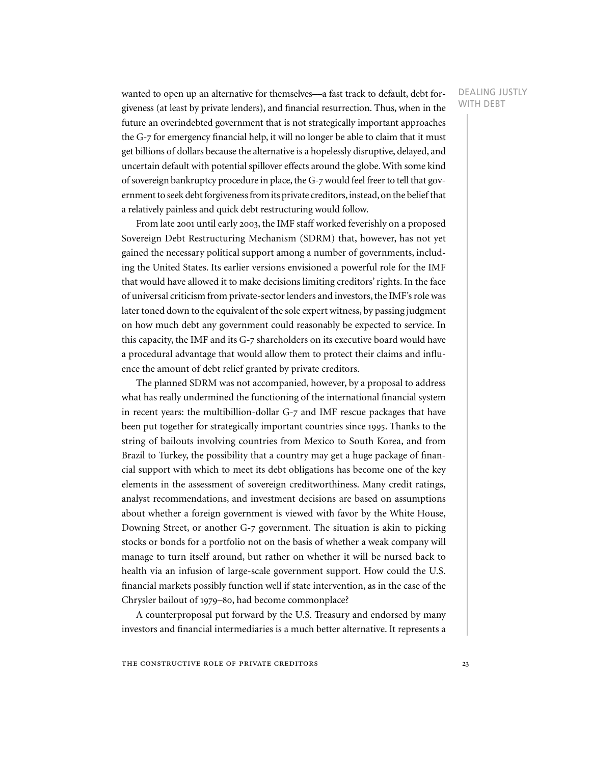wanted to open up an alternative for themselves—a fast track to default, debt forgiveness (at least by private lenders), and financial resurrection. Thus, when in the future an overindebted government that is not strategically important approaches the G-7 for emergency financial help, it will no longer be able to claim that it must get billions of dollars because the alternative is a hopelessly disruptive, delayed, and uncertain default with potential spillover effects around the globe. With some kind of sovereign bankruptcy procedure in place, the G-7 would feel freer to tell that government to seek debt forgiveness from its private creditors, instead, on the belief that a relatively painless and quick debt restructuring would follow.

From late 2001 until early 2003, the IMF staff worked feverishly on a proposed Sovereign Debt Restructuring Mechanism (SDRM) that, however, has not yet gained the necessary political support among a number of governments, including the United States. Its earlier versions envisioned a powerful role for the IMF that would have allowed it to make decisions limiting creditors' rights. In the face of universal criticism from private-sector lenders and investors, the IMF's role was later toned down to the equivalent of the sole expert witness, by passing judgment on how much debt any government could reasonably be expected to service. In this capacity, the IMF and its G-7 shareholders on its executive board would have a procedural advantage that would allow them to protect their claims and influence the amount of debt relief granted by private creditors.

The planned SDRM was not accompanied, however, by a proposal to address what has really undermined the functioning of the international financial system in recent years: the multibillion-dollar G-7 and IMF rescue packages that have been put together for strategically important countries since 1995. Thanks to the string of bailouts involving countries from Mexico to South Korea, and from Brazil to Turkey, the possibility that a country may get a huge package of financial support with which to meet its debt obligations has become one of the key elements in the assessment of sovereign creditworthiness. Many credit ratings, analyst recommendations, and investment decisions are based on assumptions about whether a foreign government is viewed with favor by the White House, Downing Street, or another G-7 government. The situation is akin to picking stocks or bonds for a portfolio not on the basis of whether a weak company will manage to turn itself around, but rather on whether it will be nursed back to health via an infusion of large-scale government support. How could the U.S. financial markets possibly function well if state intervention, as in the case of the Chrysler bailout of 1979–80, had become commonplace?

A counterproposal put forward by the U.S. Treasury and endorsed by many investors and financial intermediaries is a much better alternative. It represents a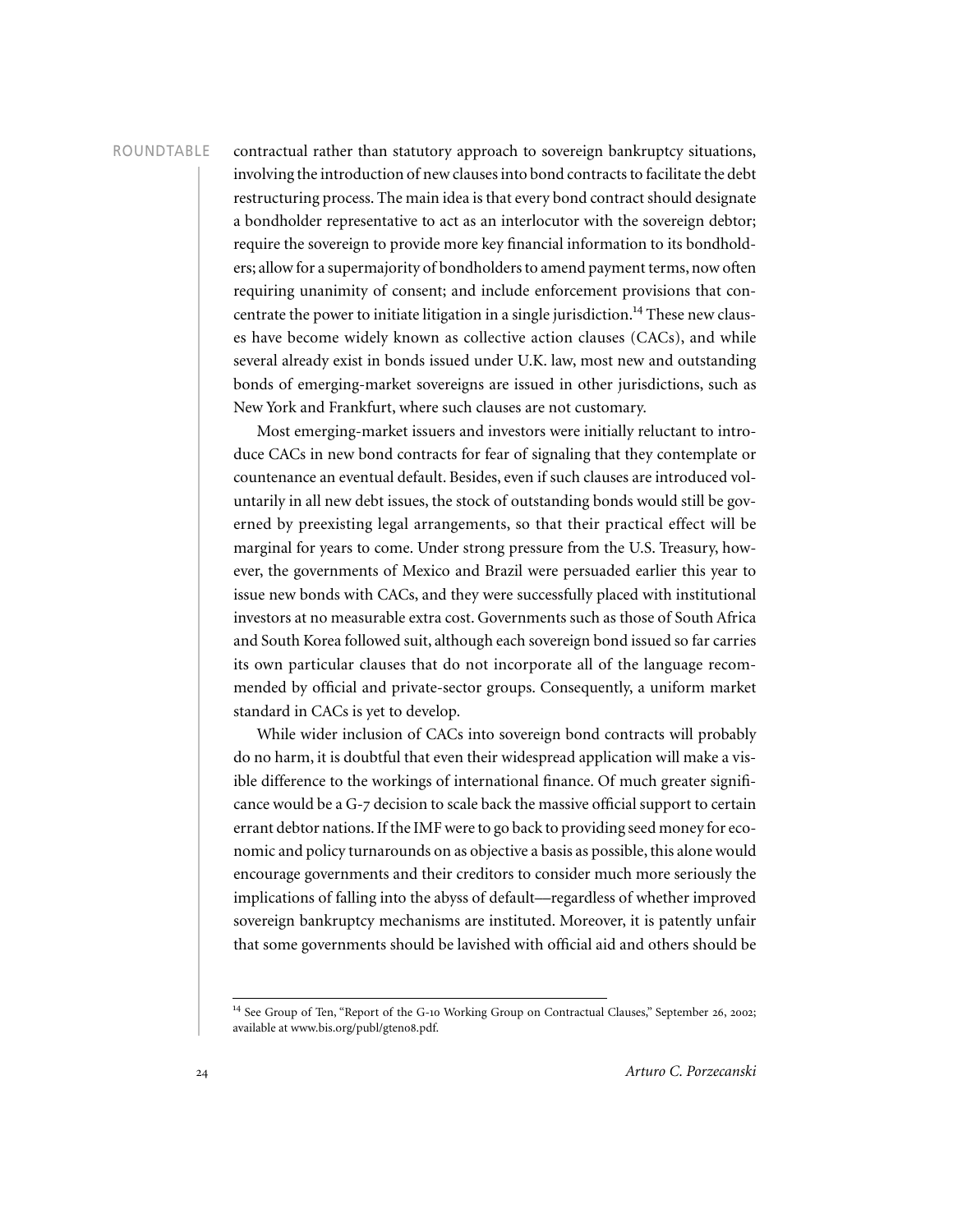contractual rather than statutory approach to sovereign bankruptcy situations, involving the introduction of new clauses into bond contracts to facilitate the debt restructuring process. The main idea is that every bond contract should designate a bondholder representative to act as an interlocutor with the sovereign debtor; require the sovereign to provide more key financial information to its bondholders; allow for a supermajority of bondholders to amend payment terms, now often requiring unanimity of consent; and include enforcement provisions that concentrate the power to initiate litigation in a single jurisdiction.[14] These new clauses have become widely known as collective action clauses (CACs), and while several already exist in bonds issued under U.K. law, most new and outstanding bonds of emerging-market sovereigns are issued in other jurisdictions, such as New York and Frankfurt, where such clauses are not customary.

Most emerging-market issuers and investors were initially reluctant to introduce CACs in new bond contracts for fear of signaling that they contemplate or countenance an eventual default. Besides, even if such clauses are introduced voluntarily in all new debt issues, the stock of outstanding bonds would still be governed by preexisting legal arrangements, so that their practical effect will be marginal for years to come. Under strong pressure from the U.S. Treasury, however, the governments of Mexico and Brazil were persuaded earlier this year to issue new bonds with CACs, and they were successfully placed with institutional investors at no measurable extra cost. Governments such as those of South Africa and South Korea followed suit, although each sovereign bond issued so far carries its own particular clauses that do not incorporate all of the language recommended by official and private-sector groups. Consequently, a uniform market standard in CACs is yet to develop.

While wider inclusion of CACs into sovereign bond contracts will probably do no harm, it is doubtful that even their widespread application will make a visible difference to the workings of international finance. Of much greater significance would be a G-7 decision to scale back the massive official support to certain errant debtor nations. If the IMF were to go back to providing seed money for economic and policy turnarounds on as objective a basis as possible, this alone would encourage governments and their creditors to consider much more seriously the implications of falling into the abyss of default—regardless of whether improved sovereign bankruptcy mechanisms are instituted. Moreover, it is patently unfair that some governments should be lavished with official aid and others should be

[14] See Group of Ten, "Report of the G-10 Working Group on Contractual Clauses," September 26, 2002; available at www.bis.org/publ/gten08.pdf.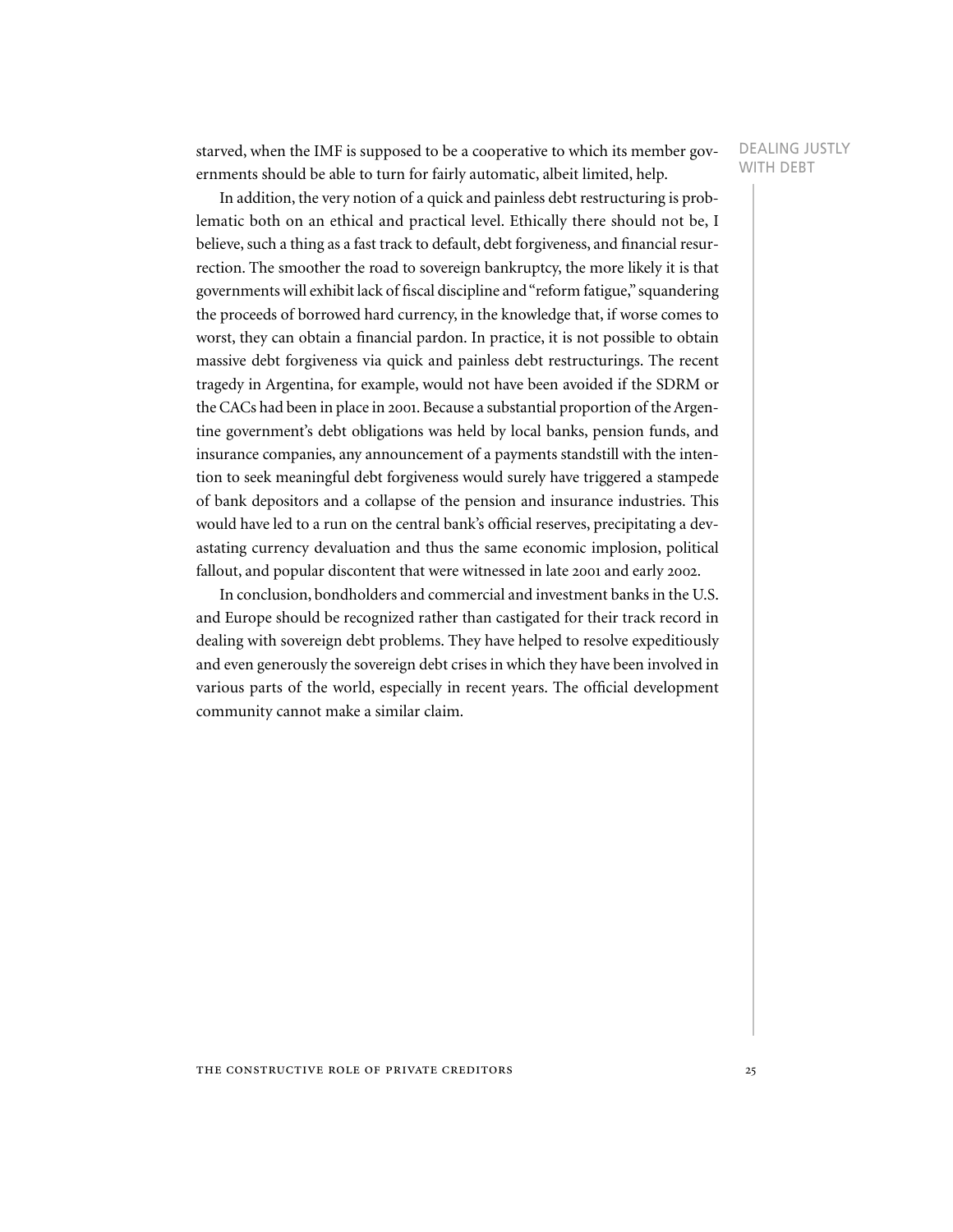starved, when the IMF is supposed to be a cooperative to which its member governments should be able to turn for fairly automatic, albeit limited, help.

In addition, the very notion of a quick and painless debt restructuring is problematic both on an ethical and practical level. Ethically there should not be, I believe, such a thing as a fast track to default, debt forgiveness, and financial resurrection. The smoother the road to sovereign bankruptcy, the more likely it is that governments will exhibit lack of fiscal discipline and "reform fatigue," squandering the proceeds of borrowed hard currency, in the knowledge that, if worse comes to worst, they can obtain a financial pardon. In practice, it is not possible to obtain massive debt forgiveness via quick and painless debt restructurings. The recent tragedy in Argentina, for example, would not have been avoided if the SDRM or the CACs had been in place in 2001. Because a substantial proportion of the Argentine government's debt obligations was held by local banks, pension funds, and insurance companies, any announcement of a payments standstill with the intention to seek meaningful debt forgiveness would surely have triggered a stampede of bank depositors and a collapse of the pension and insurance industries. This would have led to a run on the central bank's official reserves, precipitating a devastating currency devaluation and thus the same economic implosion, political fallout, and popular discontent that were witnessed in late 2001 and early 2002.

In conclusion, bondholders and commercial and investment banks in the U.S. and Europe should be recognized rather than castigated for their track record in dealing with sovereign debt problems. They have helped to resolve expeditiously and even generously the sovereign debt crises in which they have been involved in various parts of the world, especially in recent years. The official development community cannot make a similar claim.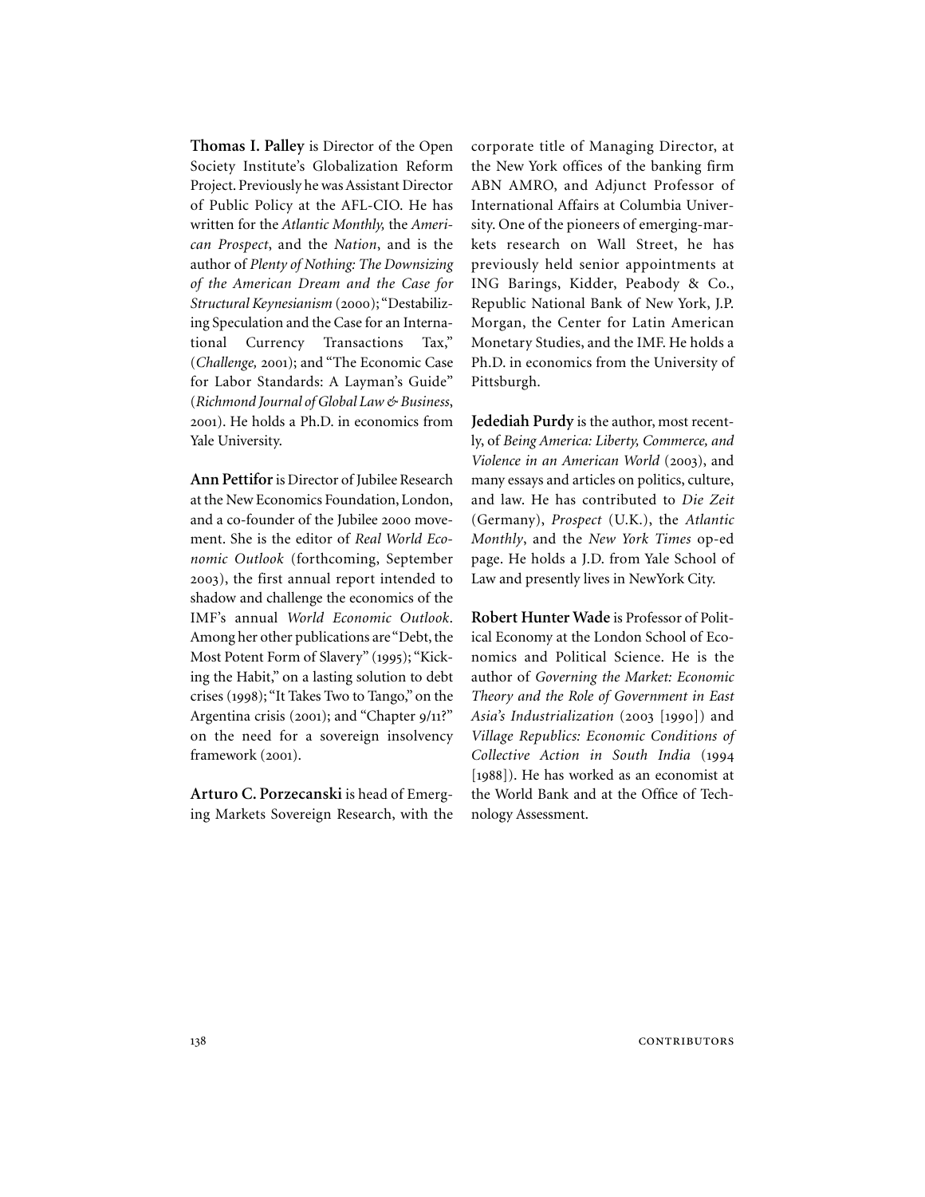**Thomas I. Palley** is Director of the Open Society Institute's Globalization Reform Project. Previously he was Assistant Director of Public Policy at the AFL-CIO. He has written for the *Atlantic Monthly,* the *American Prospect*, and the *Nation*, and is the author of *Plenty of Nothing: The Downsizing of the American Dream and the Case for Structural Keynesianism* (2000); "Destabilizing Speculation and the Case for an International Currency Transactions Tax," (*Challenge,* 2001); and "The Economic Case for Labor Standards: A Layman's Guide" (*Richmond Journal of Global Law & Business*, 2001). He holds a Ph.D. in economics from Yale University.

**Ann Pettifor** is Director of Jubilee Research at the New Economics Foundation, London, and a co-founder of the Jubilee 2000 movement. She is the editor of *Real World Economic Outlook* (forthcoming, September 2003), the first annual report intended to shadow and challenge the economics of the IMF's annual *World Economic Outlook*. Among her other publications are "Debt, the Most Potent Form of Slavery" (1995); "Kicking the Habit," on a lasting solution to debt crises (1998); "It Takes Two to Tango," on the Argentina crisis (2001); and "Chapter 9/11?" on the need for a sovereign insolvency framework (2001).

**Arturo C. Porzecanski** is head of Emerging Markets Sovereign Research, with the corporate title of Managing Director, at the New York offices of the banking firm ABN AMRO, and Adjunct Professor of International Affairs at Columbia University. One of the pioneers of emerging-markets research on Wall Street, he has previously held senior appointments at ING Barings, Kidder, Peabody & Co., Republic National Bank of New York, J.P. Morgan, the Center for Latin American Monetary Studies, and the IMF. He holds a Ph.D. in economics from the University of Pittsburgh.

**Jedediah Purdy** is the author, most recently, of *Being America: Liberty, Commerce, and Violence in an American World* (2003), and many essays and articles on politics, culture, and law. He has contributed to *Die Zeit* (Germany), *Prospect* (U.K.), the *Atlantic Monthly*, and the *New York Times* op-ed page. He holds a J.D. from Yale School of Law and presently lives in NewYork City.

**Robert Hunter Wade** is Professor of Political Economy at the London School of Economics and Political Science. He is the author of *Governing the Market: Economic Theory and the Role of Government in East Asia's Industrialization* (2003 [1990]) and *Village Republics: Economic Conditions of Collective Action in South India* (1994 [1988]). He has worked as an economist at the World Bank and at the Office of Technology Assessment.